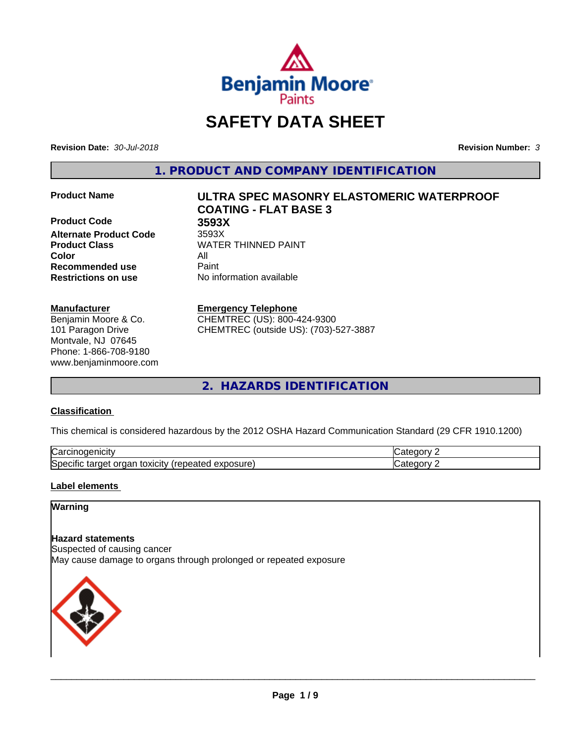# SAFETY DATA SHEET

**Revision Date:** *30-Jul-2018*

**Revision Number:** *3*

## 1. PRODUCT AND COMPANY IDENTIFICATION

| | |
|---|---|
| **Product Name** | **ULTRA SPEC MASONRY ELASTOMERIC WATERPROOF COATING - FLAT BASE 3** |
| **Product Code** | **3593X** |
| **Alternate Product Code** | 3593X |
| **Product Class** | WATER THINNED PAINT |
| **Color** | All |
| **Recommended use** | Paint |
| **Restrictions on use** | No information available |

**Manufacturer**
Benjamin Moore & Co.
101 Paragon Drive
Montvale, NJ 07645
Phone: 1-866-708-9180
www.benjaminmoore.com

**Emergency Telephone**
CHEMTREC (US): 800-424-9300
CHEMTREC (outside US): (703)-527-3887

## 2. HAZARDS IDENTIFICATION

### Classification

This chemical is considered hazardous by the 2012 OSHA Hazard Communication Standard (29 CFR 1910.1200)

| | |
|---|---|
| Carcinogenicity | Category 2 |
| Specific target organ toxicity (repeated exposure) | Category 2 |

### Label elements

**Warning**

**Hazard statements**
Suspected of causing cancer
May cause damage to organs through prolonged or repeated exposure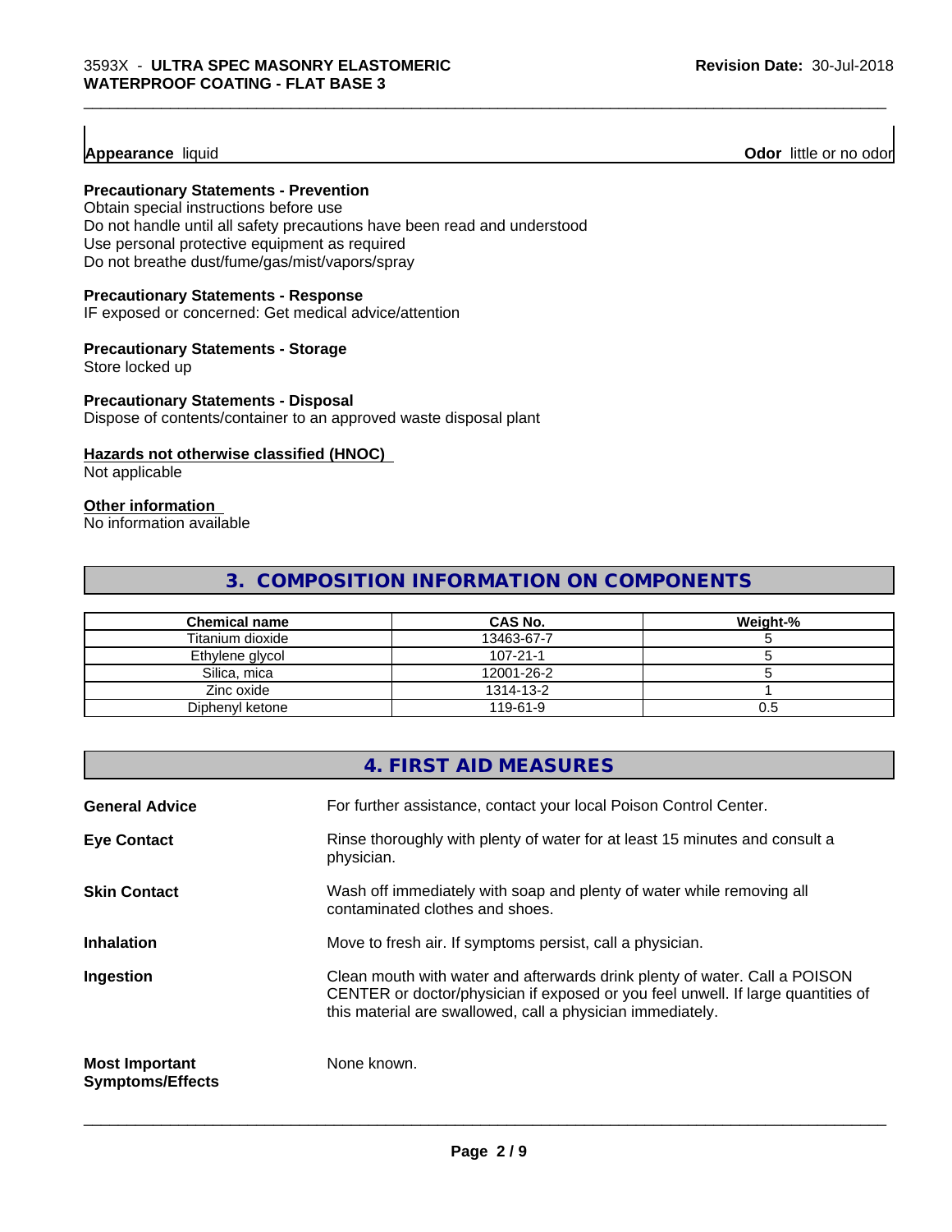**Appearance** liquid **Odor** little or no odor

### Precautionary Statements - Prevention

Obtain special instructions before use
Do not handle until all safety precautions have been read and understood
Use personal protective equipment as required
Do not breathe dust/fume/gas/mist/vapors/spray

### Precautionary Statements - Response

IF exposed or concerned: Get medical advice/attention

### Precautionary Statements - Storage

Store locked up

### Precautionary Statements - Disposal

Dispose of contents/container to an approved waste disposal plant

### Hazards not otherwise classified (HNOC)

Not applicable

### Other information

No information available

## 3. COMPOSITION INFORMATION ON COMPONENTS

| Chemical name | CAS No. | Weight-% |
|---|---|---|
| Titanium dioxide | 13463-67-7 | 5 |
| Ethylene glycol | 107-21-1 | 5 |
| Silica, mica | 12001-26-2 | 5 |
| Zinc oxide | 1314-13-2 | 1 |
| Diphenyl ketone | 119-61-9 | 0.5 |

## 4. FIRST AID MEASURES

**General Advice**
For further assistance, contact your local Poison Control Center.

**Eye Contact**
Rinse thoroughly with plenty of water for at least 15 minutes and consult a physician.

**Skin Contact**
Wash off immediately with soap and plenty of water while removing all contaminated clothes and shoes.

**Inhalation**
Move to fresh air. If symptoms persist, call a physician.

**Ingestion**
Clean mouth with water and afterwards drink plenty of water. Call a POISON CENTER or doctor/physician if exposed or you feel unwell. If large quantities of this material are swallowed, call a physician immediately.

**Most Important Symptoms/Effects**
None known.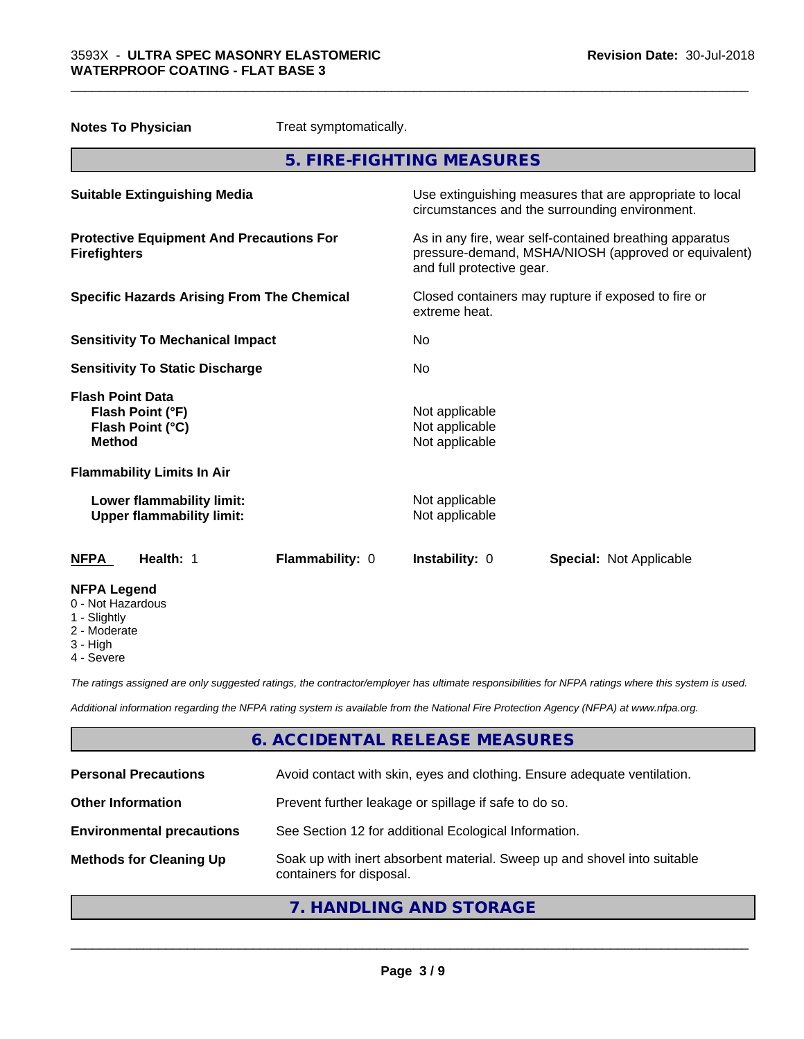**Notes To Physician** Treat symptomatically.

## 5. FIRE-FIGHTING MEASURES

| | |
|---|---|
| **Suitable Extinguishing Media** | Use extinguishing measures that are appropriate to local circumstances and the surrounding environment. |
| **Protective Equipment And Precautions For Firefighters** | As in any fire, wear self-contained breathing apparatus pressure-demand, MSHA/NIOSH (approved or equivalent) and full protective gear. |
| **Specific Hazards Arising From The Chemical** | Closed containers may rupture if exposed to fire or extreme heat. |
| **Sensitivity To Mechanical Impact** | No |
| **Sensitivity To Static Discharge** | No |
| **Flash Point Data** | |
| **Flash Point (°F)** | Not applicable |
| **Flash Point (°C)** | Not applicable |
| **Method** | Not applicable |
| **Flammability Limits In Air** | |
| **Lower flammability limit:** | Not applicable |
| **Upper flammability limit:** | Not applicable |

| NFPA | Health: 1 | Flammability: 0 | Instability: 0 | Special: Not Applicable |
|---|---|---|---|---|

**NFPA Legend**
- 0 - Not Hazardous
- 1 - Slightly
- 2 - Moderate
- 3 - High
- 4 - Severe

*The ratings assigned are only suggested ratings, the contractor/employer has ultimate responsibilities for NFPA ratings where this system is used.*

*Additional information regarding the NFPA rating system is available from the National Fire Protection Agency (NFPA) at www.nfpa.org.*

## 6. ACCIDENTAL RELEASE MEASURES

| | |
|---|---|
| **Personal Precautions** | Avoid contact with skin, eyes and clothing. Ensure adequate ventilation. |
| **Other Information** | Prevent further leakage or spillage if safe to do so. |
| **Environmental precautions** | See Section 12 for additional Ecological Information. |
| **Methods for Cleaning Up** | Soak up with inert absorbent material. Sweep up and shovel into suitable containers for disposal. |

## 7. HANDLING AND STORAGE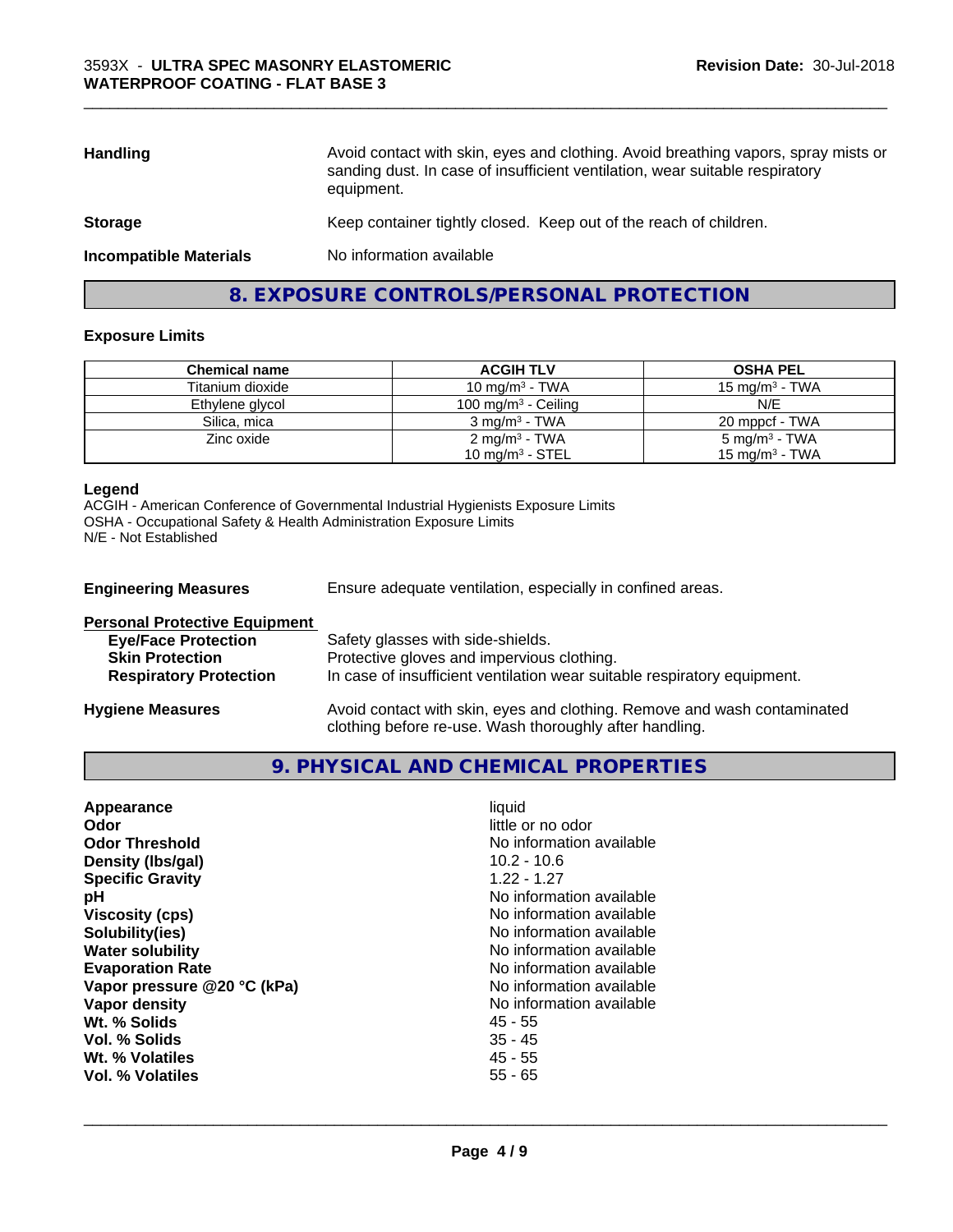| | |
|---|---|
| **Handling** | Avoid contact with skin, eyes and clothing. Avoid breathing vapors, spray mists or sanding dust. In case of insufficient ventilation, wear suitable respiratory equipment. |
| **Storage** | Keep container tightly closed. Keep out of the reach of children. |
| **Incompatible Materials** | No information available |

## 8. EXPOSURE CONTROLS/PERSONAL PROTECTION

### Exposure Limits

| Chemical name | ACGIH TLV | OSHA PEL |
|---|---|---|
| Titanium dioxide | 10 mg/m³ - TWA | 15 mg/m³ - TWA |
| Ethylene glycol | 100 mg/m³ - Ceiling | N/E |
| Silica, mica | 3 mg/m³ - TWA | 20 mppcf - TWA |
| Zinc oxide | 2 mg/m³ - TWA<br>10 mg/m³ - STEL | 5 mg/m³ - TWA<br>15 mg/m³ - TWA |

**Legend**
ACGIH - American Conference of Governmental Industrial Hygienists Exposure Limits
OSHA - Occupational Safety & Health Administration Exposure Limits
N/E - Not Established

**Engineering Measures** Ensure adequate ventilation, especially in confined areas.

**Personal Protective Equipment**

| | |
|---|---|
| **Eye/Face Protection** | Safety glasses with side-shields. |
| **Skin Protection** | Protective gloves and impervious clothing. |
| **Respiratory Protection** | In case of insufficient ventilation wear suitable respiratory equipment. |

**Hygiene Measures** Avoid contact with skin, eyes and clothing. Remove and wash contaminated clothing before re-use. Wash thoroughly after handling.

## 9. PHYSICAL AND CHEMICAL PROPERTIES

| | |
|---|---|
| **Appearance** | liquid |
| **Odor** | little or no odor |
| **Odor Threshold** | No information available |
| **Density (lbs/gal)** | 10.2 - 10.6 |
| **Specific Gravity** | 1.22 - 1.27 |
| **pH** | No information available |
| **Viscosity (cps)** | No information available |
| **Solubility(ies)** | No information available |
| **Water solubility** | No information available |
| **Evaporation Rate** | No information available |
| **Vapor pressure @20 °C (kPa)** | No information available |
| **Vapor density** | No information available |
| **Wt. % Solids** | 45 - 55 |
| **Vol. % Solids** | 35 - 45 |
| **Wt. % Volatiles** | 45 - 55 |
| **Vol. % Volatiles** | 55 - 65 |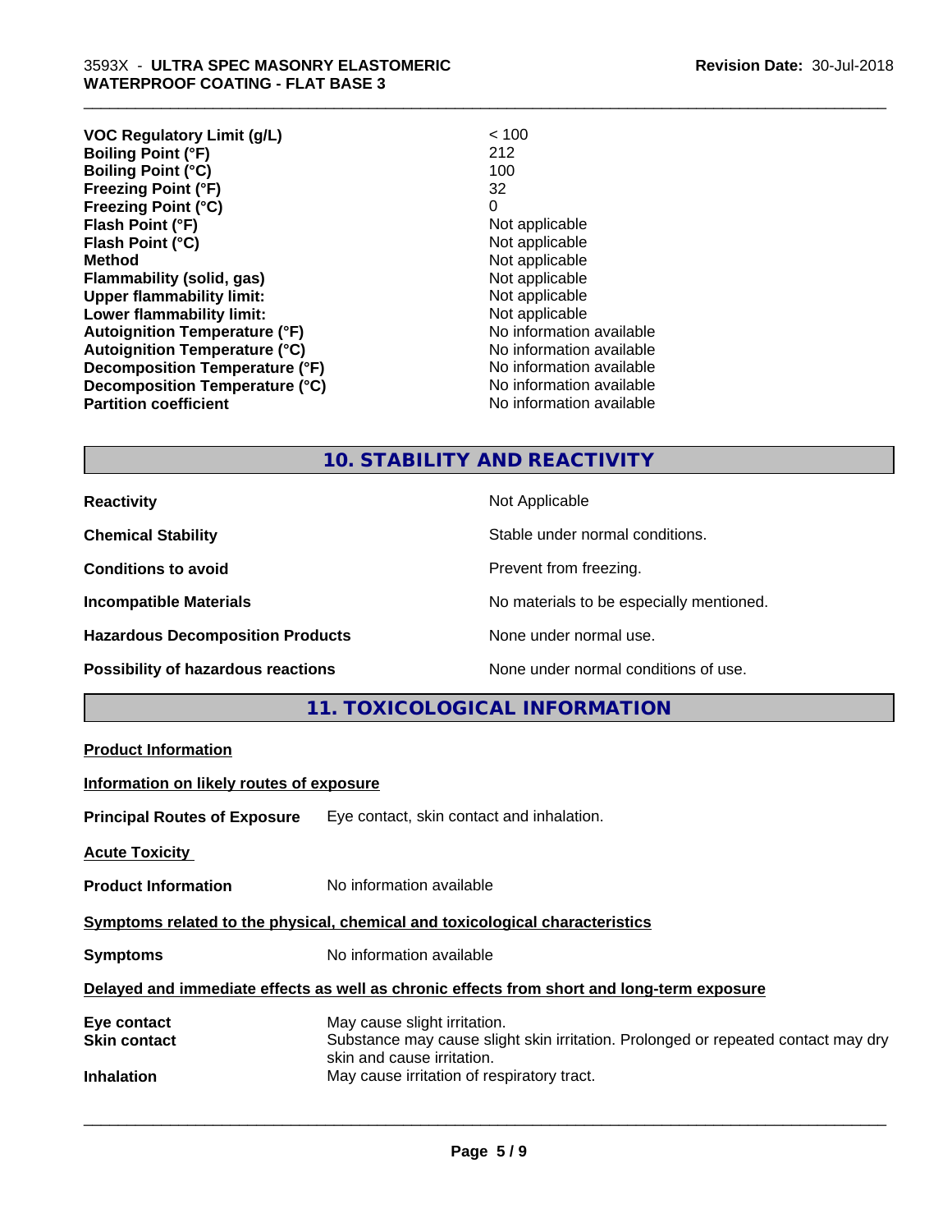| | |
|---|---|
| **VOC Regulatory Limit (g/L)** | < 100 |
| **Boiling Point (°F)** | 212 |
| **Boiling Point (°C)** | 100 |
| **Freezing Point (°F)** | 32 |
| **Freezing Point (°C)** | 0 |
| **Flash Point (°F)** | Not applicable |
| **Flash Point (°C)** | Not applicable |
| **Method** | Not applicable |
| **Flammability (solid, gas)** | Not applicable |
| **Upper flammability limit:** | Not applicable |
| **Lower flammability limit:** | Not applicable |
| **Autoignition Temperature (°F)** | No information available |
| **Autoignition Temperature (°C)** | No information available |
| **Decomposition Temperature (°F)** | No information available |
| **Decomposition Temperature (°C)** | No information available |
| **Partition coefficient** | No information available |

## 10. STABILITY AND REACTIVITY

| | |
|---|---|
| **Reactivity** | Not Applicable |
| **Chemical Stability** | Stable under normal conditions. |
| **Conditions to avoid** | Prevent from freezing. |
| **Incompatible Materials** | No materials to be especially mentioned. |
| **Hazardous Decomposition Products** | None under normal use. |
| **Possibility of hazardous reactions** | None under normal conditions of use. |

## 11. TOXICOLOGICAL INFORMATION

**Product Information**

**Information on likely routes of exposure**

**Principal Routes of Exposure** Eye contact, skin contact and inhalation.

**Acute Toxicity**

**Product Information** No information available

**Symptoms related to the physical, chemical and toxicological characteristics**

**Symptoms** No information available

**Delayed and immediate effects as well as chronic effects from short and long-term exposure**

| | |
|---|---|
| **Eye contact** | May cause slight irritation. |
| **Skin contact** | Substance may cause slight skin irritation. Prolonged or repeated contact may dry skin and cause irritation. |
| **Inhalation** | May cause irritation of respiratory tract. |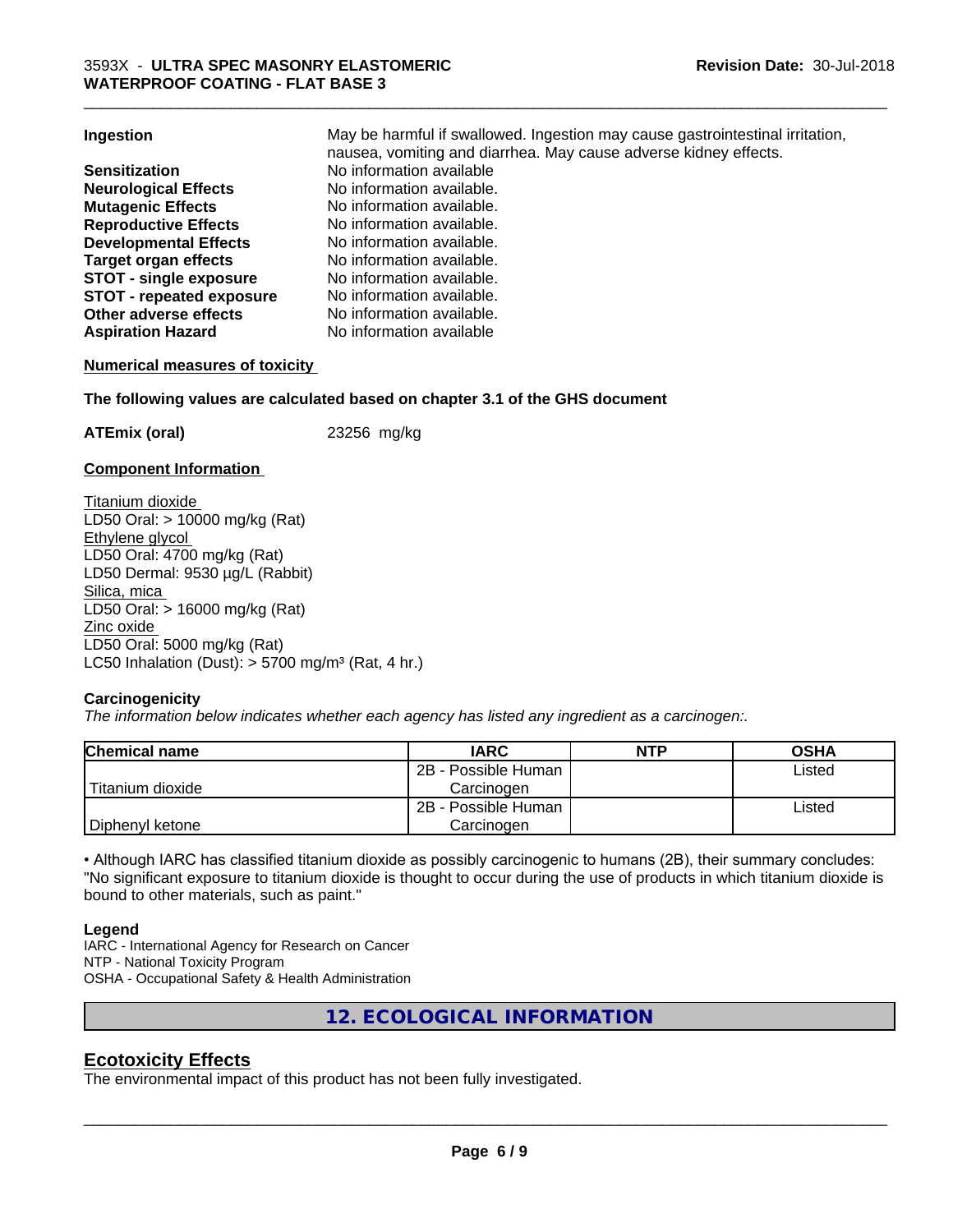| | |
|---|---|
| **Ingestion** | May be harmful if swallowed. Ingestion may cause gastrointestinal irritation, nausea, vomiting and diarrhea. May cause adverse kidney effects. |
| **Sensitization** | No information available |
| **Neurological Effects** | No information available. |
| **Mutagenic Effects** | No information available. |
| **Reproductive Effects** | No information available. |
| **Developmental Effects** | No information available. |
| **Target organ effects** | No information available. |
| **STOT - single exposure** | No information available. |
| **STOT - repeated exposure** | No information available. |
| **Other adverse effects** | No information available. |
| **Aspiration Hazard** | No information available |

**Numerical measures of toxicity**

**The following values are calculated based on chapter 3.1 of the GHS document**

**ATEmix (oral)** 23256 mg/kg

**Component Information**

Titanium dioxide
LD50 Oral: > 10000 mg/kg (Rat)
Ethylene glycol
LD50 Oral: 4700 mg/kg (Rat)
LD50 Dermal: 9530 µg/L (Rabbit)
Silica, mica
LD50 Oral: > 16000 mg/kg (Rat)
Zinc oxide
LD50 Oral: 5000 mg/kg (Rat)
LC50 Inhalation (Dust): > 5700 mg/m³ (Rat, 4 hr.)

**Carcinogenicity**

*The information below indicates whether each agency has listed any ingredient as a carcinogen:.*

| Chemical name | IARC | NTP | OSHA |
|---|---|---|---|
| Titanium dioxide | 2B - Possible Human Carcinogen | | Listed |
| Diphenyl ketone | 2B - Possible Human Carcinogen | | Listed |

• Although IARC has classified titanium dioxide as possibly carcinogenic to humans (2B), their summary concludes: "No significant exposure to titanium dioxide is thought to occur during the use of products in which titanium dioxide is bound to other materials, such as paint."

**Legend**

IARC - International Agency for Research on Cancer
NTP - National Toxicity Program
OSHA - Occupational Safety & Health Administration

## 12. ECOLOGICAL INFORMATION

### Ecotoxicity Effects

The environmental impact of this product has not been fully investigated.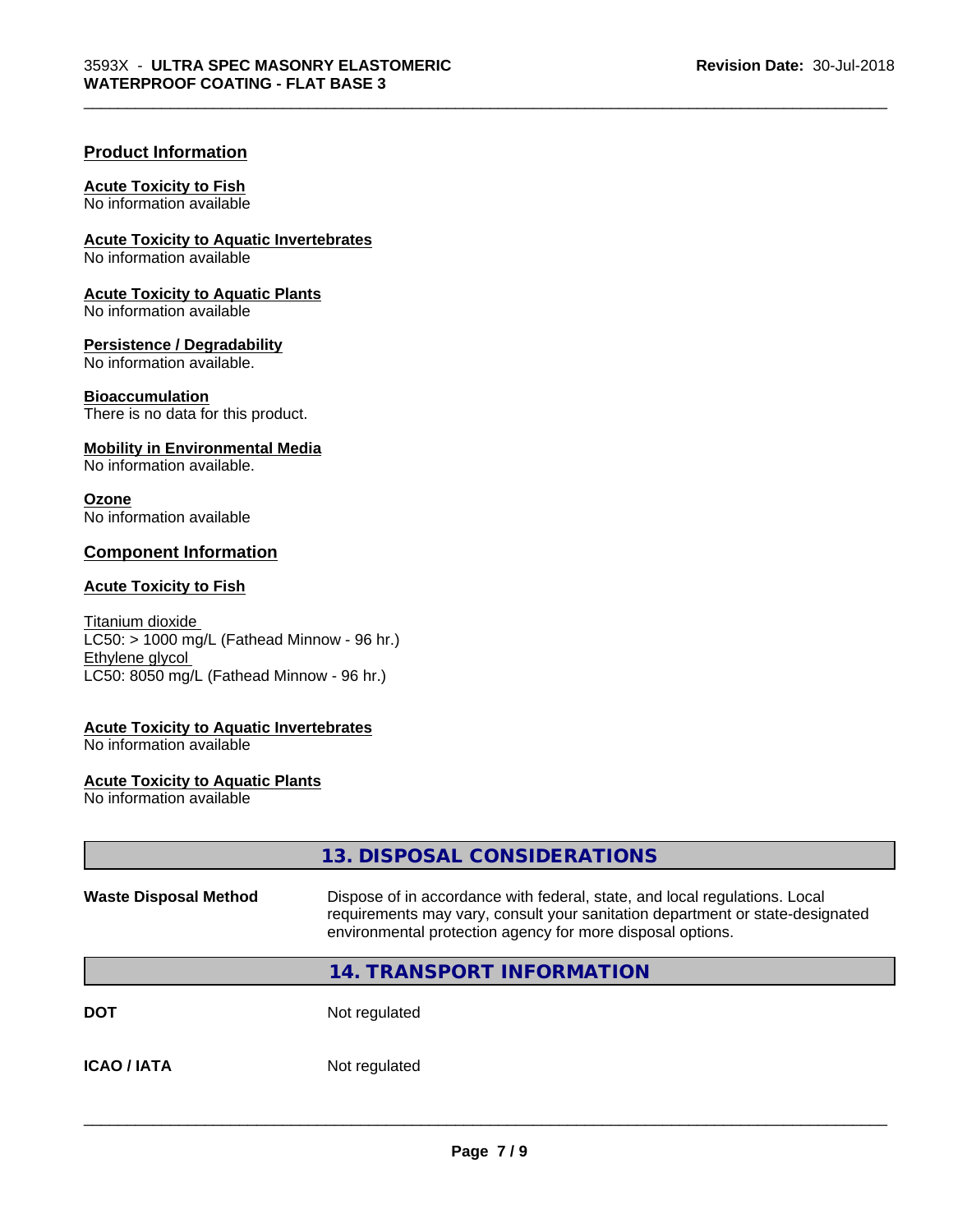## Product Information

**Acute Toxicity to Fish**
No information available

**Acute Toxicity to Aquatic Invertebrates**
No information available

**Acute Toxicity to Aquatic Plants**
No information available

**Persistence / Degradability**
No information available.

**Bioaccumulation**
There is no data for this product.

**Mobility in Environmental Media**
No information available.

**Ozone**
No information available

## Component Information

**Acute Toxicity to Fish**

Titanium dioxide
LC50: > 1000 mg/L (Fathead Minnow - 96 hr.)
Ethylene glycol
LC50: 8050 mg/L (Fathead Minnow - 96 hr.)

**Acute Toxicity to Aquatic Invertebrates**
No information available

**Acute Toxicity to Aquatic Plants**
No information available

## 13. DISPOSAL CONSIDERATIONS

| | |
|---|---|
| **Waste Disposal Method** | Dispose of in accordance with federal, state, and local regulations. Local requirements may vary, consult your sanitation department or state-designated environmental protection agency for more disposal options. |

## 14. TRANSPORT INFORMATION

| | |
|---|---|
| **DOT** | Not regulated |
| **ICAO / IATA** | Not regulated |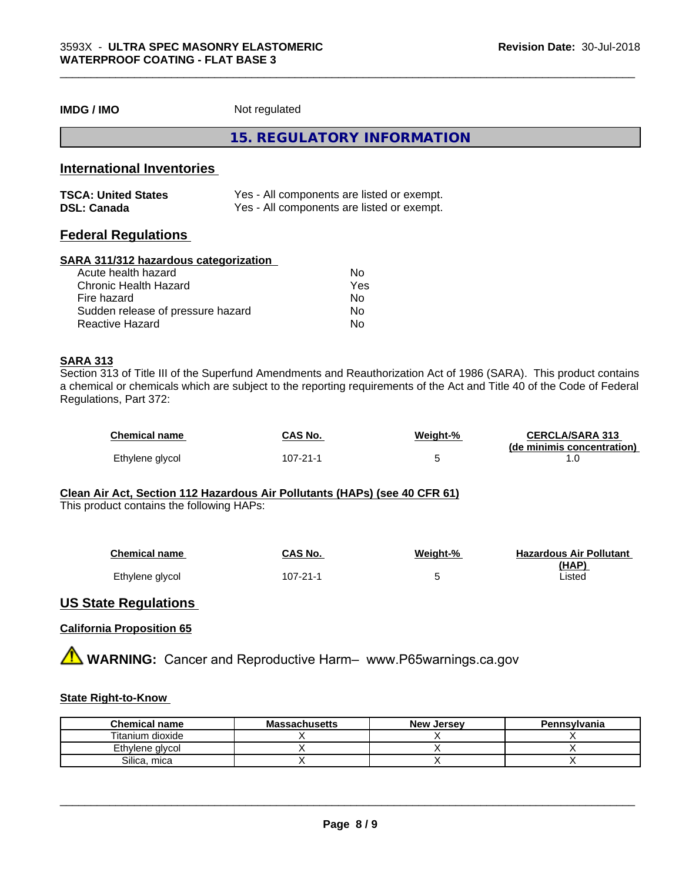**IMDG / IMO** Not regulated

## 15. REGULATORY INFORMATION

### International Inventories

| | |
|---|---|
| **TSCA: United States** | Yes - All components are listed or exempt. |
| **DSL: Canada** | Yes - All components are listed or exempt. |

### Federal Regulations

**SARA 311/312 hazardous categorization**

| | |
|---|---|
| Acute health hazard | No |
| Chronic Health Hazard | Yes |
| Fire hazard | No |
| Sudden release of pressure hazard | No |
| Reactive Hazard | No |

**SARA 313**

Section 313 of Title III of the Superfund Amendments and Reauthorization Act of 1986 (SARA). This product contains a chemical or chemicals which are subject to the reporting requirements of the Act and Title 40 of the Code of Federal Regulations, Part 372:

| Chemical name | CAS No. | Weight-% | CERCLA/SARA 313 (de minimis concentration) |
|---|---|---|---|
| Ethylene glycol | 107-21-1 | 5 | 1.0 |

**Clean Air Act, Section 112 Hazardous Air Pollutants (HAPs) (see 40 CFR 61)**

This product contains the following HAPs:

| Chemical name | CAS No. | Weight-% | Hazardous Air Pollutant (HAP) |
|---|---|---|---|
| Ethylene glycol | 107-21-1 | 5 | Listed |

### US State Regulations

**California Proposition 65**

⚠ **WARNING:** Cancer and Reproductive Harm– www.P65warnings.ca.gov

**State Right-to-Know**

| Chemical name | Massachusetts | New Jersey | Pennsylvania |
|---|---|---|---|
| Titanium dioxide | X | X | X |
| Ethylene glycol | X | X | X |
| Silica, mica | X | X | X |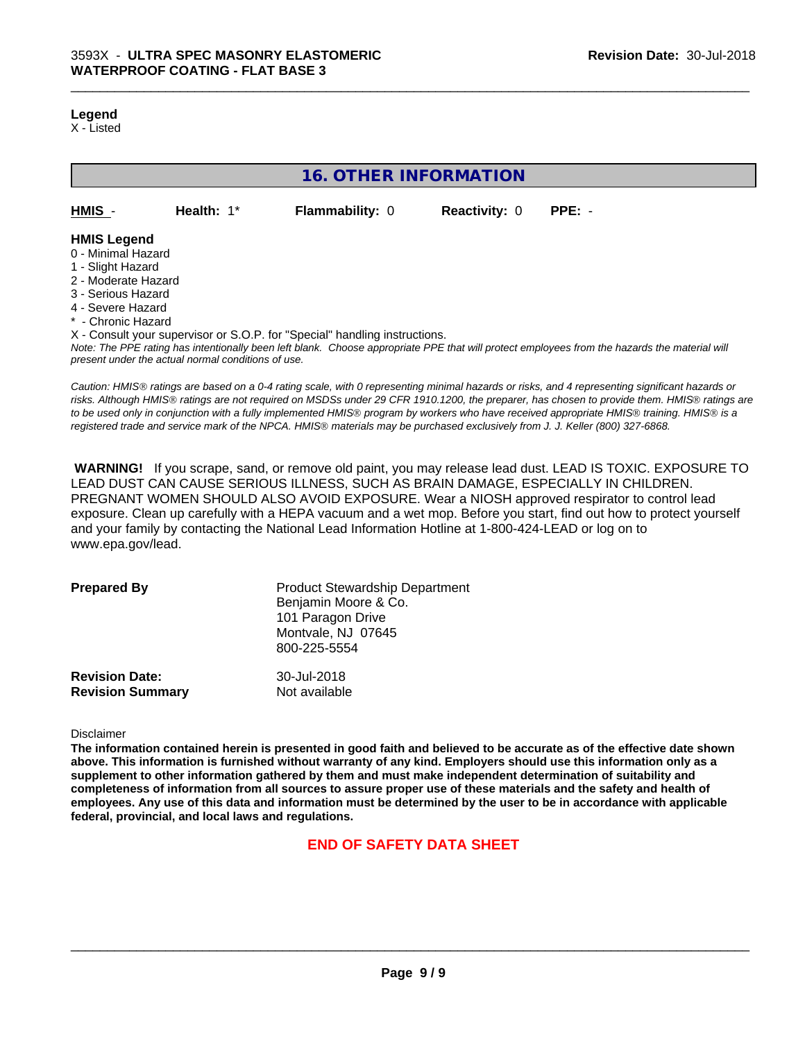**Legend**
X - Listed

## 16. OTHER INFORMATION

| HMIS - | Health: 1* | Flammability: 0 | Reactivity: 0 | PPE: - |
|---|---|---|---|---|

**HMIS Legend**
0 - Minimal Hazard
1 - Slight Hazard
2 - Moderate Hazard
3 - Serious Hazard
4 - Severe Hazard
* - Chronic Hazard
X - Consult your supervisor or S.O.P. for "Special" handling instructions.

*Note: The PPE rating has intentionally been left blank. Choose appropriate PPE that will protect employees from the hazards the material will present under the actual normal conditions of use.*

*Caution: HMIS® ratings are based on a 0-4 rating scale, with 0 representing minimal hazards or risks, and 4 representing significant hazards or risks. Although HMIS® ratings are not required on MSDSs under 29 CFR 1910.1200, the preparer, has chosen to provide them. HMIS® ratings are to be used only in conjunction with a fully implemented HMIS® program by workers who have received appropriate HMIS® training. HMIS® is a registered trade and service mark of the NPCA. HMIS® materials may be purchased exclusively from J. J. Keller (800) 327-6868.*

**WARNING!** If you scrape, sand, or remove old paint, you may release lead dust. LEAD IS TOXIC. EXPOSURE TO LEAD DUST CAN CAUSE SERIOUS ILLNESS, SUCH AS BRAIN DAMAGE, ESPECIALLY IN CHILDREN. PREGNANT WOMEN SHOULD ALSO AVOID EXPOSURE. Wear a NIOSH approved respirator to control lead exposure. Clean up carefully with a HEPA vacuum and a wet mop. Before you start, find out how to protect yourself and your family by contacting the National Lead Information Hotline at 1-800-424-LEAD or log on to www.epa.gov/lead.

**Prepared By**
Product Stewardship Department
Benjamin Moore & Co.
101 Paragon Drive
Montvale, NJ 07645
800-225-5554

**Revision Date:** 30-Jul-2018
**Revision Summary** Not available

Disclaimer

**The information contained herein is presented in good faith and believed to be accurate as of the effective date shown above. This information is furnished without warranty of any kind. Employers should use this information only as a supplement to other information gathered by them and must make independent determination of suitability and completeness of information from all sources to assure proper use of these materials and the safety and health of employees. Any use of this data and information must be determined by the user to be in accordance with applicable federal, provincial, and local laws and regulations.**

**END OF SAFETY DATA SHEET**